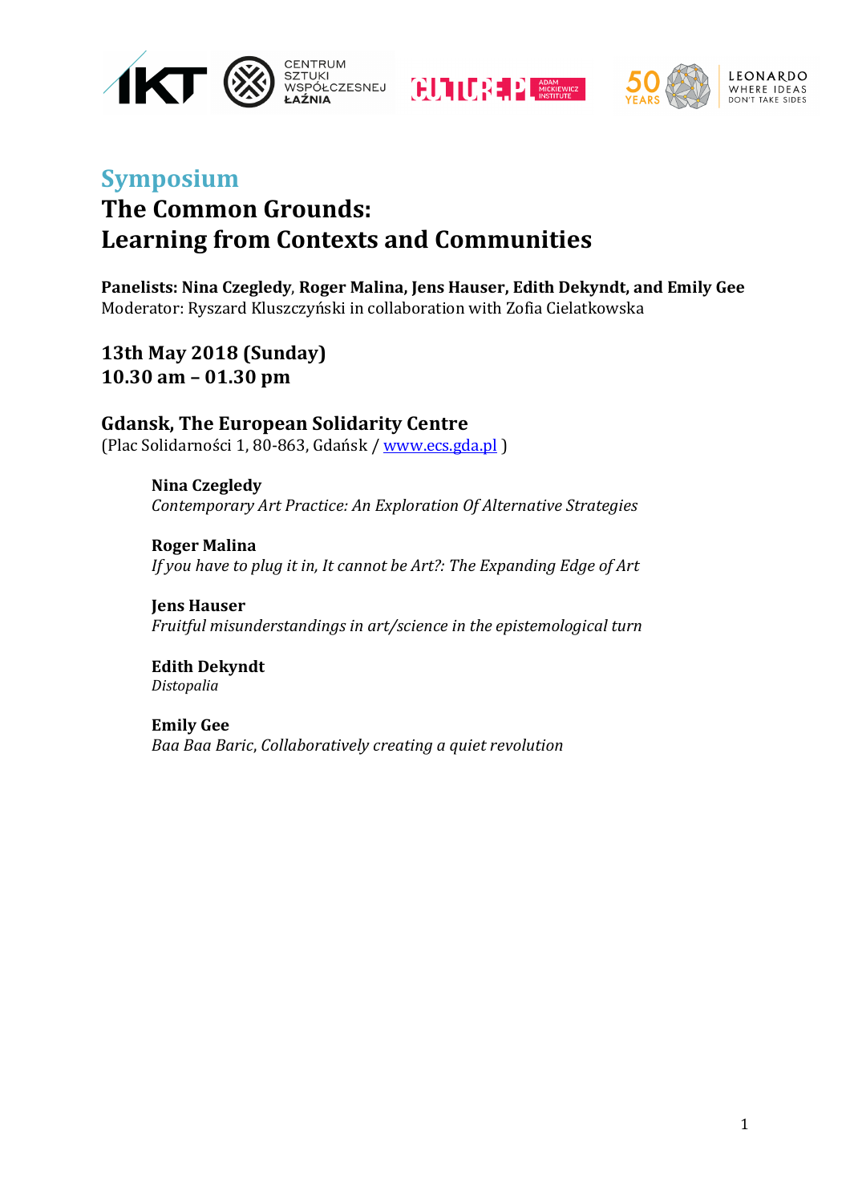## Symposium

# The Common Grounds: Learning from Contexts and Communities

**Panelists: Nina Czegledy, Roger Malina, Jens Hauser, Edith Dekyndt, and Emily Gee**
Moderator: Ryszard Kluszczyński in collaboration with Zofia Cielatkowska

### 13th May 2018 (Sunday)
### 10.30 am – 01.30 pm

### Gdansk, The European Solidarity Centre
(Plac Solidarności 1, 80-863, Gdańsk / www.ecs.gda.pl )

**Nina Czegledy**
*Contemporary Art Practice: An Exploration Of Alternative Strategies*

**Roger Malina**
*If you have to plug it in, It cannot be Art?: The Expanding Edge of Art*

**Jens Hauser**
*Fruitful misunderstandings in art/science in the epistemological turn*

**Edith Dekyndt**
*Distopalia*

**Emily Gee**
*Baa Baa Baric, Collaboratively creating a quiet revolution*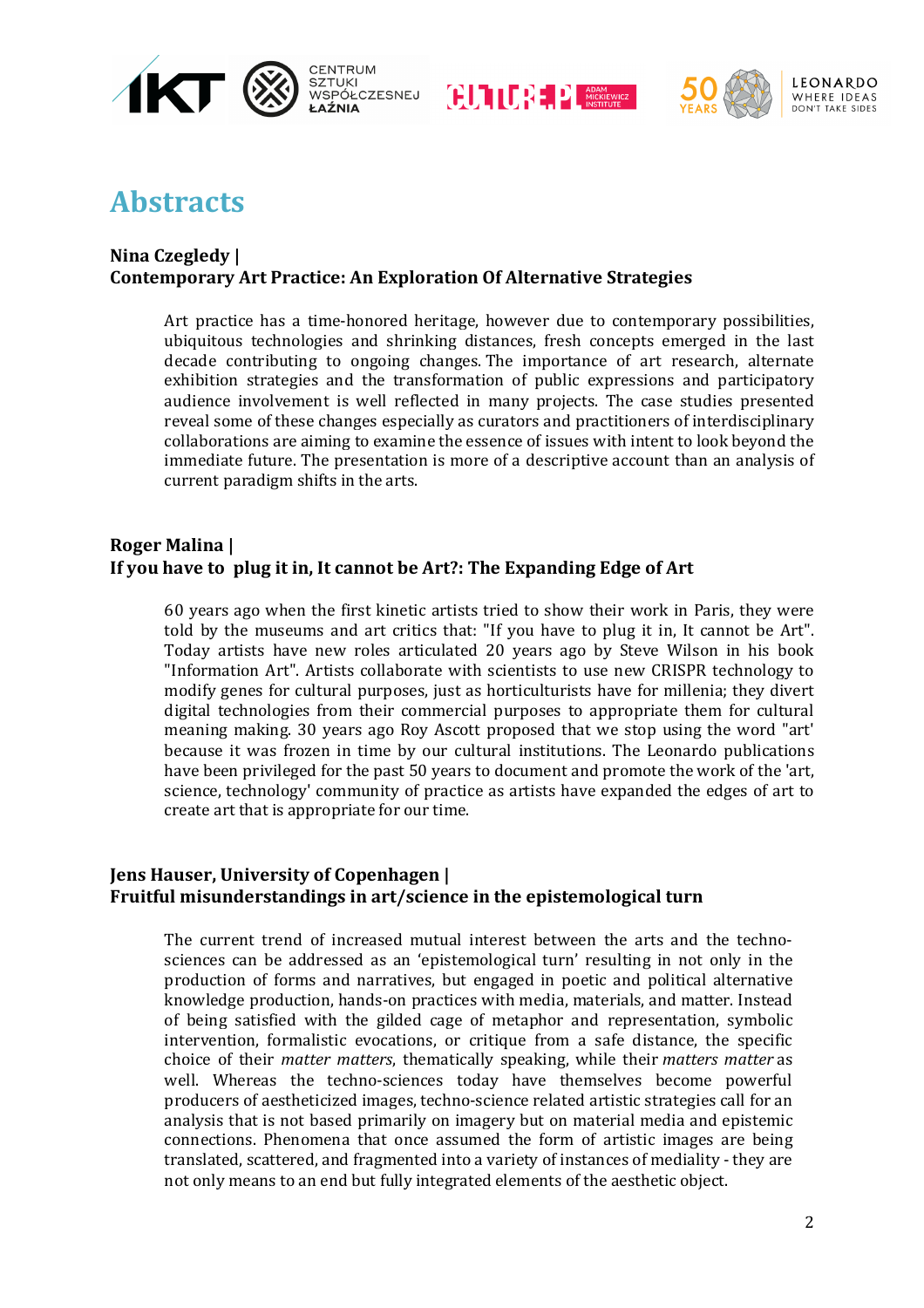# Abstracts

**Nina Czegledy |**
**Contemporary Art Practice: An Exploration Of Alternative Strategies**

Art practice has a time-honored heritage, however due to contemporary possibilities, ubiquitous technologies and shrinking distances, fresh concepts emerged in the last decade contributing to ongoing changes. The importance of art research, alternate exhibition strategies and the transformation of public expressions and participatory audience involvement is well reflected in many projects. The case studies presented reveal some of these changes especially as curators and practitioners of interdisciplinary collaborations are aiming to examine the essence of issues with intent to look beyond the immediate future. The presentation is more of a descriptive account than an analysis of current paradigm shifts in the arts.

**Roger Malina |**
**If you have to plug it in, It cannot be Art?: The Expanding Edge of Art**

60 years ago when the first kinetic artists tried to show their work in Paris, they were told by the museums and art critics that: "If you have to plug it in, It cannot be Art". Today artists have new roles articulated 20 years ago by Steve Wilson in his book "Information Art". Artists collaborate with scientists to use new CRISPR technology to modify genes for cultural purposes, just as horticulturists have for millenia; they divert digital technologies from their commercial purposes to appropriate them for cultural meaning making. 30 years ago Roy Ascott proposed that we stop using the word "art' because it was frozen in time by our cultural institutions. The Leonardo publications have been privileged for the past 50 years to document and promote the work of the 'art, science, technology' community of practice as artists have expanded the edges of art to create art that is appropriate for our time.

**Jens Hauser, University of Copenhagen |**
**Fruitful misunderstandings in art/science in the epistemological turn**

The current trend of increased mutual interest between the arts and the techno-sciences can be addressed as an 'epistemological turn' resulting in not only in the production of forms and narratives, but engaged in poetic and political alternative knowledge production, hands-on practices with media, materials, and matter. Instead of being satisfied with the gilded cage of metaphor and representation, symbolic intervention, formalistic evocations, or critique from a safe distance, the specific choice of their *matter matters*, thematically speaking, while their *matters matter* as well. Whereas the techno-sciences today have themselves become powerful producers of aestheticized images, techno-science related artistic strategies call for an analysis that is not based primarily on imagery but on material media and epistemic connections. Phenomena that once assumed the form of artistic images are being translated, scattered, and fragmented into a variety of instances of mediality - they are not only means to an end but fully integrated elements of the aesthetic object.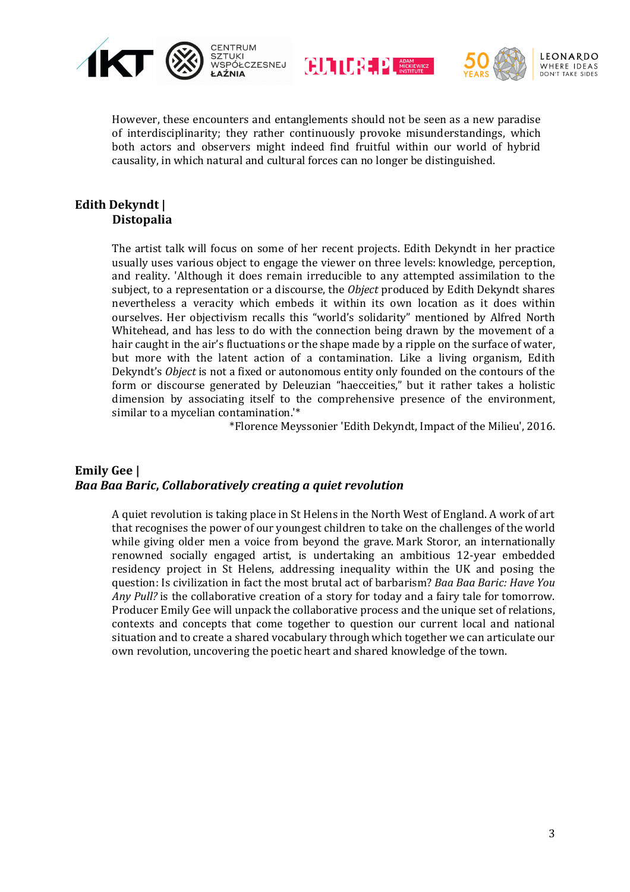However, these encounters and entanglements should not be seen as a new paradise of interdisciplinarity; they rather continuously provoke misunderstandings, which both actors and observers might indeed find fruitful within our world of hybrid causality, in which natural and cultural forces can no longer be distinguished.

**Edith Dekyndt |**
**Distopalia**

The artist talk will focus on some of her recent projects. Edith Dekyndt in her practice usually uses various object to engage the viewer on three levels: knowledge, perception, and reality. 'Although it does remain irreducible to any attempted assimilation to the subject, to a representation or a discourse, the *Object* produced by Edith Dekyndt shares nevertheless a veracity which embeds it within its own location as it does within ourselves. Her objectivism recalls this "world's solidarity" mentioned by Alfred North Whitehead, and has less to do with the connection being drawn by the movement of a hair caught in the air's fluctuations or the shape made by a ripple on the surface of water, but more with the latent action of a contamination. Like a living organism, Edith Dekyndt's *Object* is not a fixed or autonomous entity only founded on the contours of the form or discourse generated by Deleuzian "haecceities," but it rather takes a holistic dimension by associating itself to the comprehensive presence of the environment, similar to a mycelian contamination.'*

*Florence Meyssonier 'Edith Dekyndt, Impact of the Milieu', 2016.

**Emily Gee |**
***Baa Baa Baric, Collaboratively creating a quiet revolution***

A quiet revolution is taking place in St Helens in the North West of England. A work of art that recognises the power of our youngest children to take on the challenges of the world while giving older men a voice from beyond the grave. Mark Storor, an internationally renowned socially engaged artist, is undertaking an ambitious 12-year embedded residency project in St Helens, addressing inequality within the UK and posing the question: Is civilization in fact the most brutal act of barbarism? *Baa Baa Baric: Have You Any Pull?* is the collaborative creation of a story for today and a fairy tale for tomorrow. Producer Emily Gee will unpack the collaborative process and the unique set of relations, contexts and concepts that come together to question our current local and national situation and to create a shared vocabulary through which together we can articulate our own revolution, uncovering the poetic heart and shared knowledge of the town.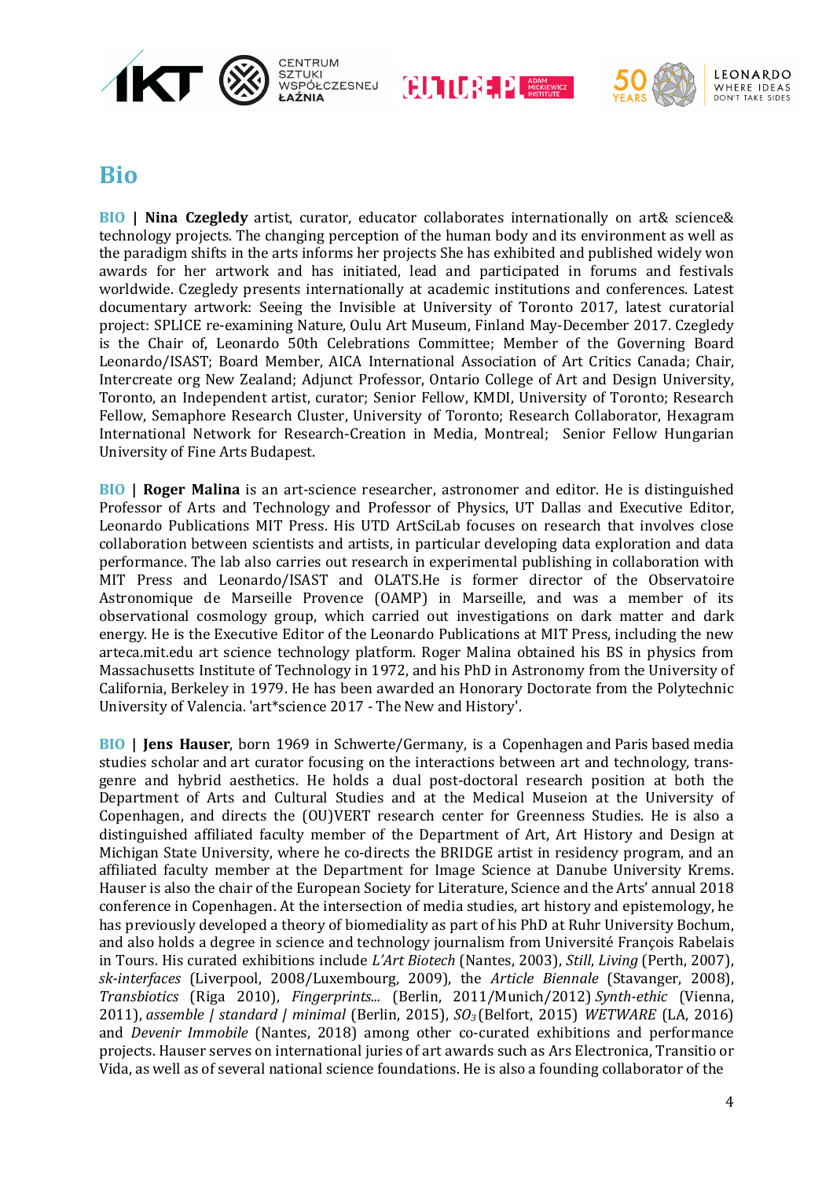# Bio

**BIO | Nina Czegledy** artist, curator, educator collaborates internationally on art& science& technology projects. The changing perception of the human body and its environment as well as the paradigm shifts in the arts informs her projects She has exhibited and published widely won awards for her artwork and has initiated, lead and participated in forums and festivals worldwide. Czegledy presents internationally at academic institutions and conferences. Latest documentary artwork: Seeing the Invisible at University of Toronto 2017, latest curatorial project: SPLICE re-examining Nature, Oulu Art Museum, Finland May-December 2017. Czegledy is the Chair of, Leonardo 50th Celebrations Committee; Member of the Governing Board Leonardo/ISAST; Board Member, AICA International Association of Art Critics Canada; Chair, Intercreate org New Zealand; Adjunct Professor, Ontario College of Art and Design University, Toronto, an Independent artist, curator; Senior Fellow, KMDI, University of Toronto; Research Fellow, Semaphore Research Cluster, University of Toronto; Research Collaborator, Hexagram International Network for Research-Creation in Media, Montreal; Senior Fellow Hungarian University of Fine Arts Budapest.

**BIO | Roger Malina** is an art-science researcher, astronomer and editor. He is distinguished Professor of Arts and Technology and Professor of Physics, UT Dallas and Executive Editor, Leonardo Publications MIT Press. His UTD ArtSciLab focuses on research that involves close collaboration between scientists and artists, in particular developing data exploration and data performance. The lab also carries out research in experimental publishing in collaboration with MIT Press and Leonardo/ISAST and OLATS.He is former director of the Observatoire Astronomique de Marseille Provence (OAMP) in Marseille, and was a member of its observational cosmology group, which carried out investigations on dark matter and dark energy. He is the Executive Editor of the Leonardo Publications at MIT Press, including the new arteca.mit.edu art science technology platform. Roger Malina obtained his BS in physics from Massachusetts Institute of Technology in 1972, and his PhD in Astronomy from the University of California, Berkeley in 1979. He has been awarded an Honorary Doctorate from the Polytechnic University of Valencia. 'art*science 2017 - The New and History'.

**BIO | Jens Hauser**, born 1969 in Schwerte/Germany, is a Copenhagen and Paris based media studies scholar and art curator focusing on the interactions between art and technology, trans-genre and hybrid aesthetics. He holds a dual post-doctoral research position at both the Department of Arts and Cultural Studies and at the Medical Museion at the University of Copenhagen, and directs the (OU)VERT research center for Greenness Studies. He is also a distinguished affiliated faculty member of the Department of Art, Art History and Design at Michigan State University, where he co-directs the BRIDGE artist in residency program, and an affiliated faculty member at the Department for Image Science at Danube University Krems. Hauser is also the chair of the European Society for Literature, Science and the Arts' annual 2018 conference in Copenhagen. At the intersection of media studies, art history and epistemology, he has previously developed a theory of biomediality as part of his PhD at Ruhr University Bochum, and also holds a degree in science and technology journalism from Université François Rabelais in Tours. His curated exhibitions include *L'Art Biotech* (Nantes, 2003), *Still, Living* (Perth, 2007), *sk-interfaces* (Liverpool, 2008/Luxembourg, 2009), the *Article Biennale* (Stavanger, 2008), *Transbiotics* (Riga 2010), *Fingerprints...* (Berlin, 2011/Munich/2012) *Synth-ethic* (Vienna, 2011), *assemble | standard | minimal* (Berlin, 2015), *$SO_3$* (Belfort, 2015) *WETWARE* (LA, 2016) and *Devenir Immobile* (Nantes, 2018) among other co-curated exhibitions and performance projects. Hauser serves on international juries of art awards such as Ars Electronica, Transitio or Vida, as well as of several national science foundations. He is also a founding collaborator of the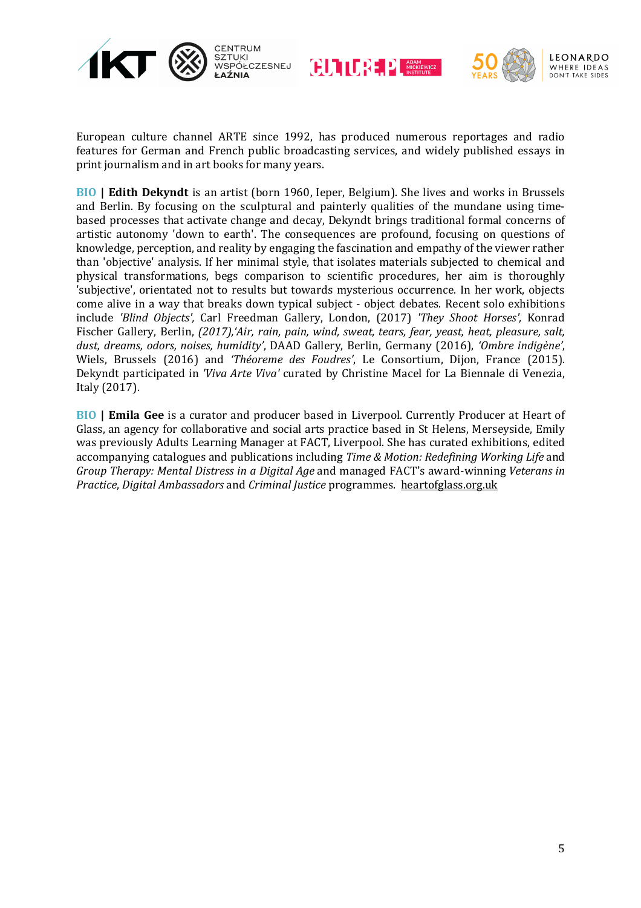European culture channel ARTE since 1992, has produced numerous reportages and radio features for German and French public broadcasting services, and widely published essays in print journalism and in art books for many years.

**BIO | Edith Dekyndt** is an artist (born 1960, Ieper, Belgium). She lives and works in Brussels and Berlin. By focusing on the sculptural and painterly qualities of the mundane using time-based processes that activate change and decay, Dekyndt brings traditional formal concerns of artistic autonomy 'down to earth'. The consequences are profound, focusing on questions of knowledge, perception, and reality by engaging the fascination and empathy of the viewer rather than 'objective' analysis. If her minimal style, that isolates materials subjected to chemical and physical transformations, begs comparison to scientific procedures, her aim is thoroughly 'subjective', orientated not to results but towards mysterious occurrence. In her work, objects come alive in a way that breaks down typical subject - object debates. Recent solo exhibitions include *'Blind Objects',* Carl Freedman Gallery, London, (2017) *'They Shoot Horses',* Konrad Fischer Gallery, Berlin, *(2017),'Air, rain, pain, wind, sweat, tears, fear, yeast, heat, pleasure, salt, dust, dreams, odors, noises, humidity'*, DAAD Gallery, Berlin, Germany (2016), *'Ombre indigène'*, Wiels, Brussels (2016) and *'Théoreme des Foudres'*, Le Consortium, Dijon, France (2015). Dekyndt participated in *'Viva Arte Viva'* curated by Christine Macel for La Biennale di Venezia, Italy (2017).

**BIO | Emila Gee** is a curator and producer based in Liverpool. Currently Producer at Heart of Glass, an agency for collaborative and social arts practice based in St Helens, Merseyside, Emily was previously Adults Learning Manager at FACT, Liverpool. She has curated exhibitions, edited accompanying catalogues and publications including *Time & Motion: Redefining Working Life* and *Group Therapy: Mental Distress in a Digital Age* and managed FACT's award-winning *Veterans in Practice*, *Digital Ambassadors* and *Criminal Justice* programmes. heartofglass.org.uk